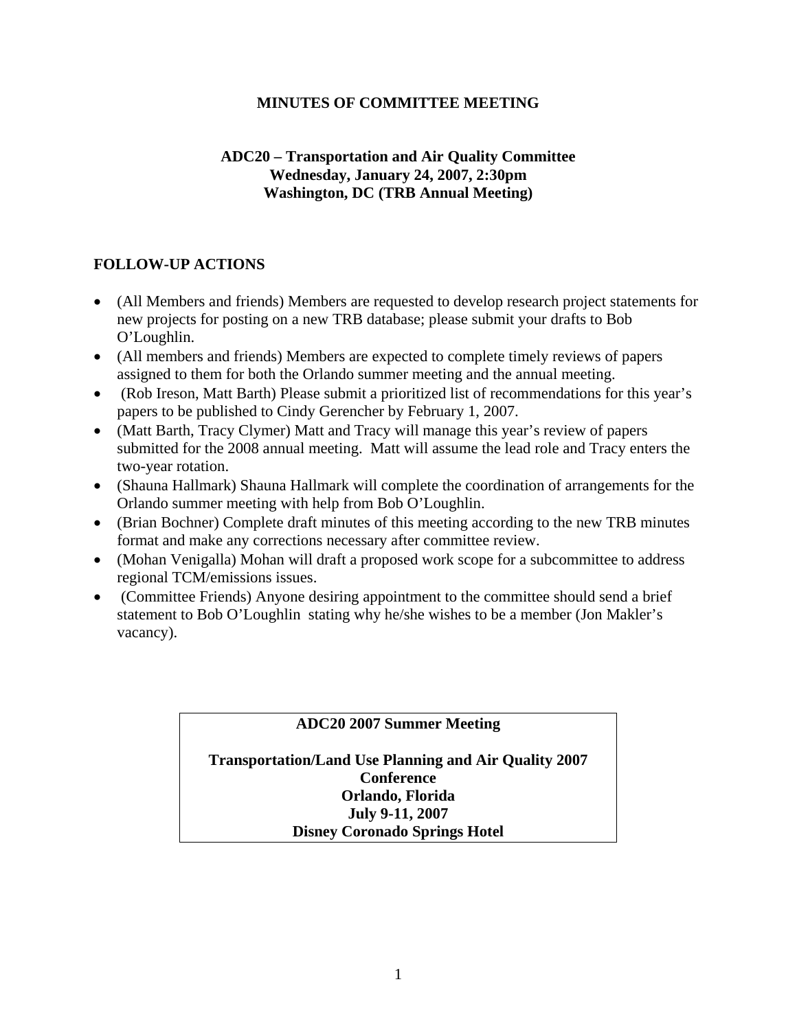# MINUTES OF COMMITTEE MEETING

## ADC20 – Transportation and Air Quality Committee
**Wednesday, January 24, 2007, 2:30pm**
**Washington, DC (TRB Annual Meeting)**

## FOLLOW-UP ACTIONS

- (All Members and friends) Members are requested to develop research project statements for new projects for posting on a new TRB database; please submit your drafts to Bob O'Loughlin.
- (All members and friends) Members are expected to complete timely reviews of papers assigned to them for both the Orlando summer meeting and the annual meeting.
- (Rob Ireson, Matt Barth) Please submit a prioritized list of recommendations for this year's papers to be published to Cindy Gerencher by February 1, 2007.
- (Matt Barth, Tracy Clymer) Matt and Tracy will manage this year's review of papers submitted for the 2008 annual meeting. Matt will assume the lead role and Tracy enters the two-year rotation.
- (Shauna Hallmark) Shauna Hallmark will complete the coordination of arrangements for the Orlando summer meeting with help from Bob O'Loughlin.
- (Brian Bochner) Complete draft minutes of this meeting according to the new TRB minutes format and make any corrections necessary after committee review.
- (Mohan Venigalla) Mohan will draft a proposed work scope for a subcommittee to address regional TCM/emissions issues.
- (Committee Friends) Anyone desiring appointment to the committee should send a brief statement to Bob O'Loughlin stating why he/she wishes to be a member (Jon Makler's vacancy).

**ADC20 2007 Summer Meeting**

**Transportation/Land Use Planning and Air Quality 2007 Conference**
**Orlando, Florida**
**July 9-11, 2007**
**Disney Coronado Springs Hotel**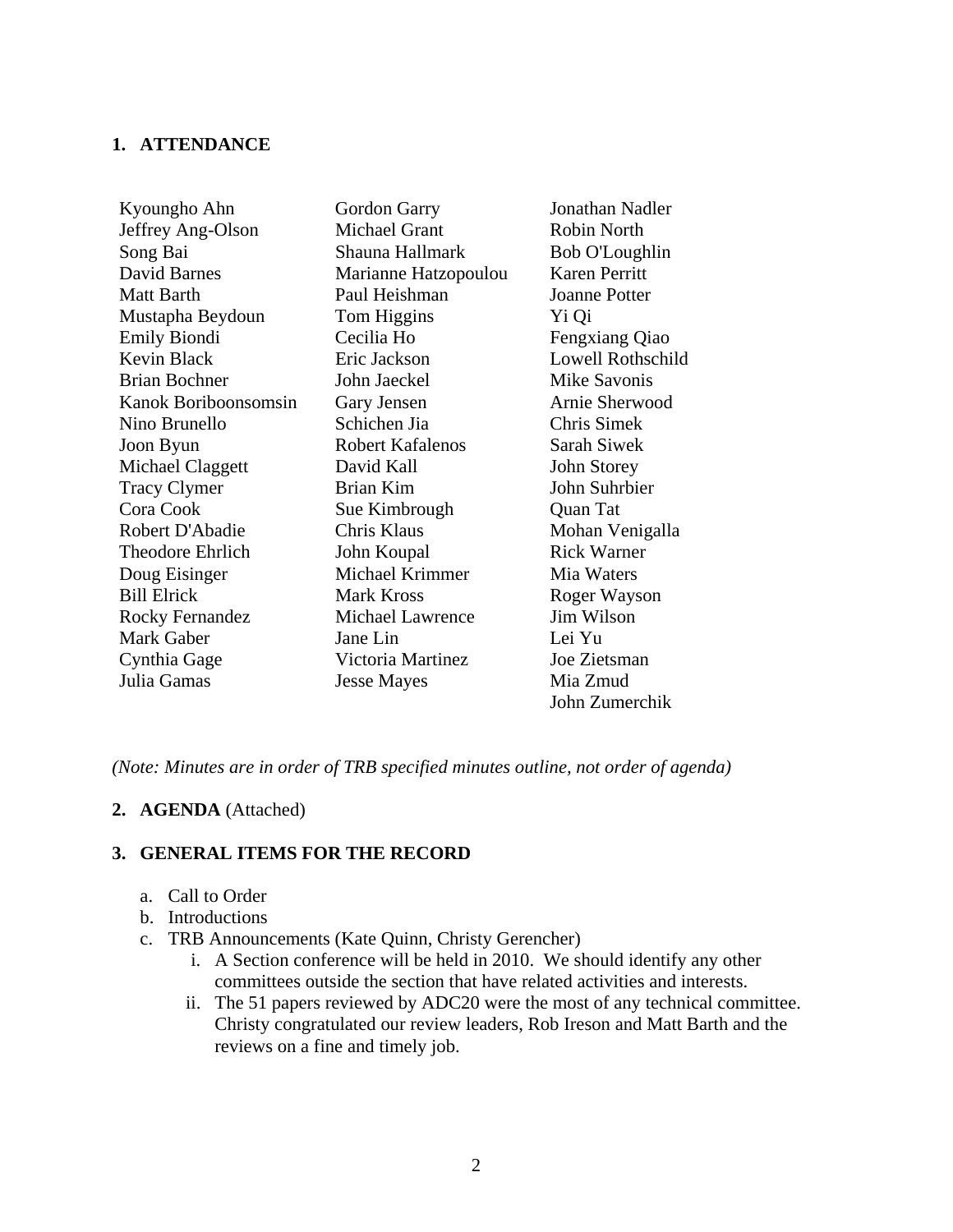## 1. ATTENDANCE

Kyoungho Ahn
Jeffrey Ang-Olson
Song Bai
David Barnes
Matt Barth
Mustapha Beydoun
Emily Biondi
Kevin Black
Brian Bochner
Kanok Boriboonsomsin
Nino Brunello
Joon Byun
Michael Claggett
Tracy Clymer
Cora Cook
Robert D'Abadie
Theodore Ehrlich
Doug Eisinger
Bill Elrick
Rocky Fernandez
Mark Gaber
Cynthia Gage
Julia Gamas
Gordon Garry
Michael Grant
Shauna Hallmark
Marianne Hatzopoulou
Paul Heishman
Tom Higgins
Cecilia Ho
Eric Jackson
John Jaeckel
Gary Jensen
Schichen Jia
Robert Kafalenos
David Kall
Brian Kim
Sue Kimbrough
Chris Klaus
John Koupal
Michael Krimmer
Mark Kross
Michael Lawrence
Jane Lin
Victoria Martinez
Jesse Mayes
Jonathan Nadler
Robin North
Bob O'Loughlin
Karen Perritt
Joanne Potter
Yi Qi
Fengxiang Qiao
Lowell Rothschild
Mike Savonis
Arnie Sherwood
Chris Simek
Sarah Siwek
John Storey
John Suhrbier
Quan Tat
Mohan Venigalla
Rick Warner
Mia Waters
Roger Wayson
Jim Wilson
Lei Yu
Joe Zietsman
Mia Zmud
John Zumerchik

*(Note: Minutes are in order of TRB specified minutes outline, not order of agenda)*

## 2. AGENDA (Attached)

## 3. GENERAL ITEMS FOR THE RECORD

a. Call to Order
b. Introductions
c. TRB Announcements (Kate Quinn, Christy Gerencher)
   i. A Section conference will be held in 2010. We should identify any other committees outside the section that have related activities and interests.
   ii. The 51 papers reviewed by ADC20 were the most of any technical committee. Christy congratulated our review leaders, Rob Ireson and Matt Barth and the reviews on a fine and timely job.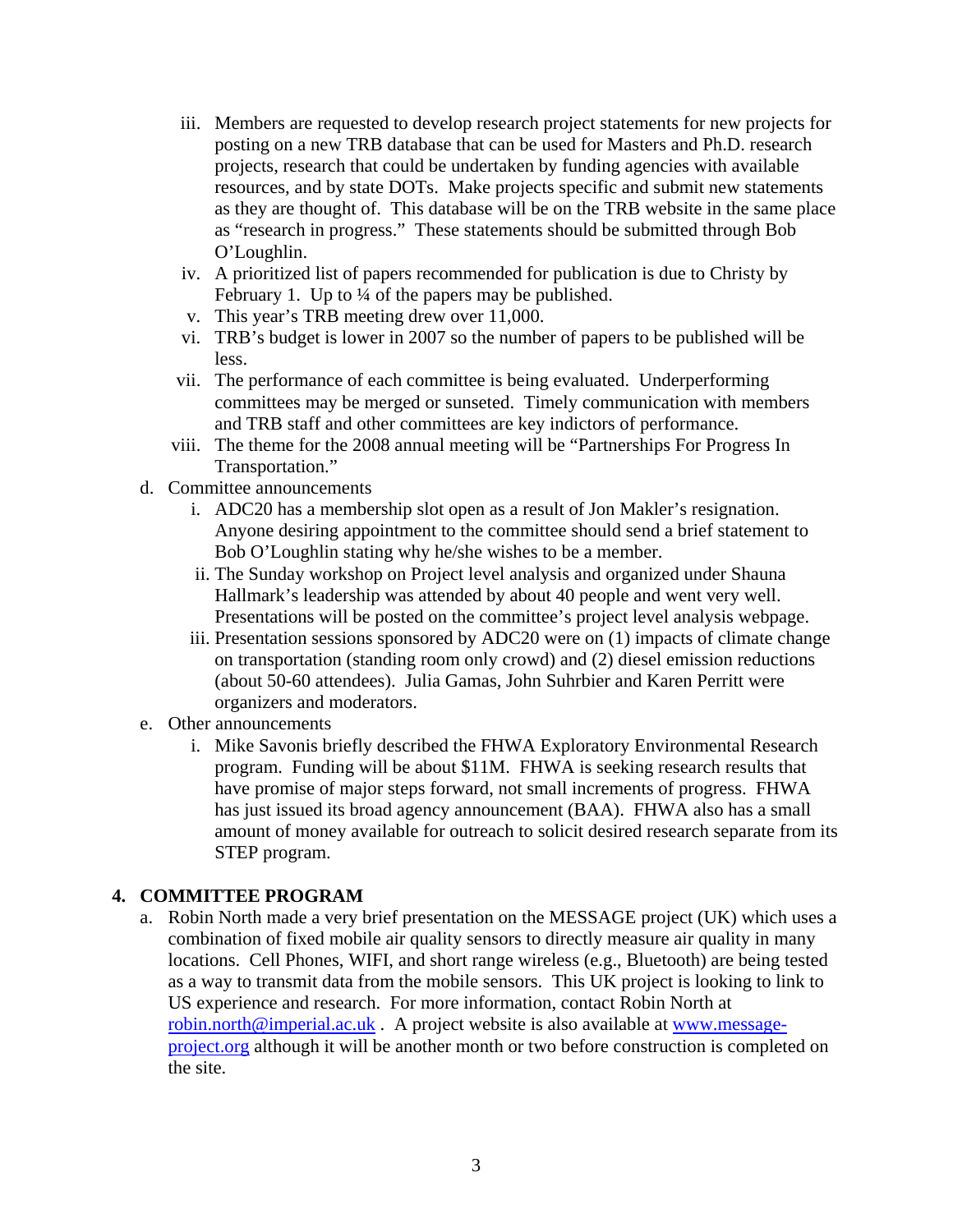iii. Members are requested to develop research project statements for new projects for posting on a new TRB database that can be used for Masters and Ph.D. research projects, research that could be undertaken by funding agencies with available resources, and by state DOTs. Make projects specific and submit new statements as they are thought of. This database will be on the TRB website in the same place as "research in progress." These statements should be submitted through Bob O'Loughlin.
   iv. A prioritized list of papers recommended for publication is due to Christy by February 1. Up to ¼ of the papers may be published.
   v. This year's TRB meeting drew over 11,000.
   vi. TRB's budget is lower in 2007 so the number of papers to be published will be less.
   vii. The performance of each committee is being evaluated. Underperforming committees may be merged or sunseted. Timely communication with members and TRB staff and other committees are key indictors of performance.
   viii. The theme for the 2008 annual meeting will be "Partnerships For Progress In Transportation."

d. Committee announcements
   i. ADC20 has a membership slot open as a result of Jon Makler's resignation. Anyone desiring appointment to the committee should send a brief statement to Bob O'Loughlin stating why he/she wishes to be a member.
   ii. The Sunday workshop on Project level analysis and organized under Shauna Hallmark's leadership was attended by about 40 people and went very well. Presentations will be posted on the committee's project level analysis webpage.
   iii. Presentation sessions sponsored by ADC20 were on (1) impacts of climate change on transportation (standing room only crowd) and (2) diesel emission reductions (about 50-60 attendees). Julia Gamas, John Suhrbier and Karen Perritt were organizers and moderators.

e. Other announcements
   i. Mike Savonis briefly described the FHWA Exploratory Environmental Research program. Funding will be about $11M. FHWA is seeking research results that have promise of major steps forward, not small increments of progress. FHWA has just issued its broad agency announcement (BAA). FHWA also has a small amount of money available for outreach to solicit desired research separate from its STEP program.

## 4. COMMITTEE PROGRAM

a. Robin North made a very brief presentation on the MESSAGE project (UK) which uses a combination of fixed mobile air quality sensors to directly measure air quality in many locations. Cell Phones, WIFI, and short range wireless (e.g., Bluetooth) are being tested as a way to transmit data from the mobile sensors. This UK project is looking to link to US experience and research. For more information, contact Robin North at robin.north@imperial.ac.uk . A project website is also available at www.message-project.org although it will be another month or two before construction is completed on the site.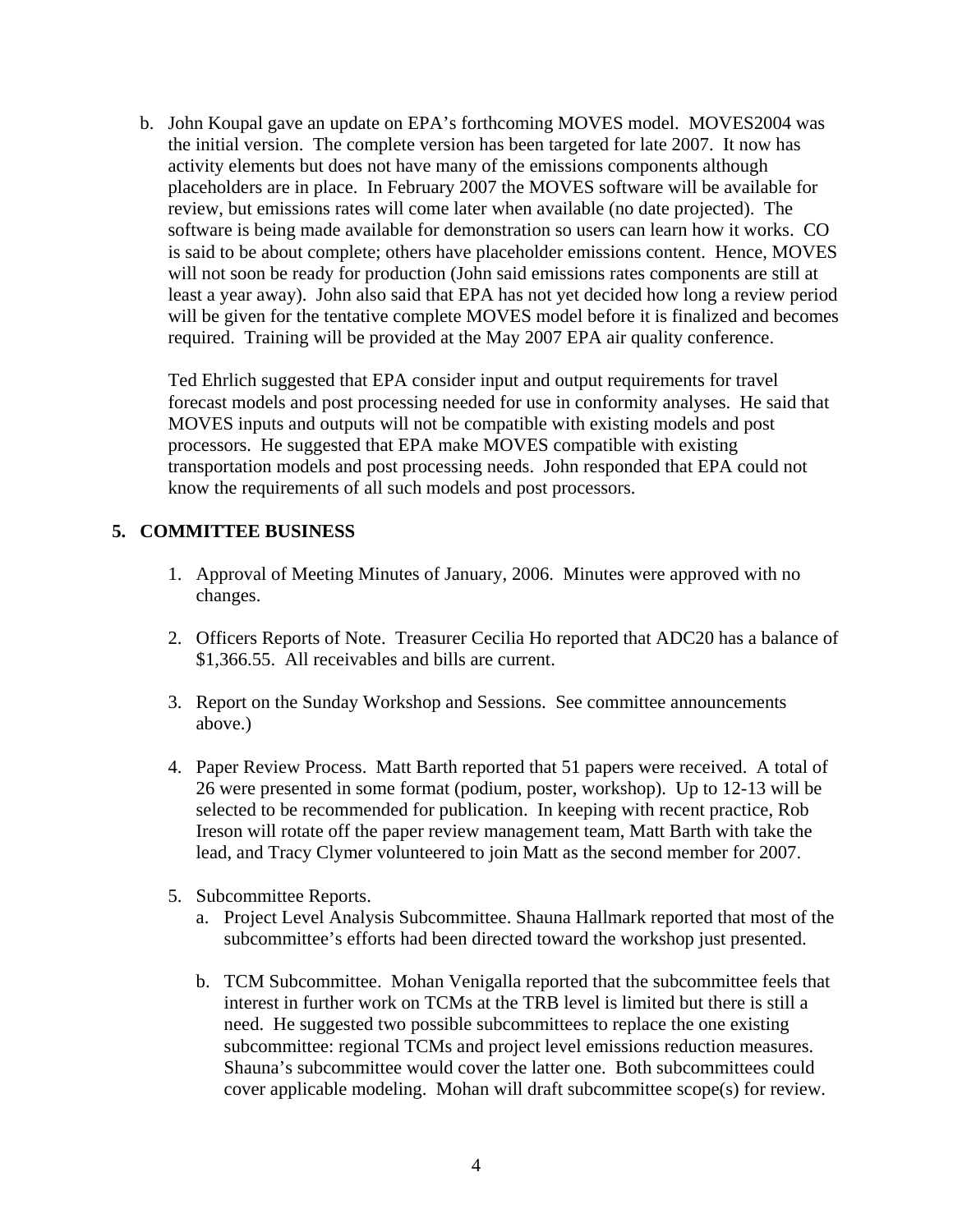b. John Koupal gave an update on EPA's forthcoming MOVES model. MOVES2004 was the initial version. The complete version has been targeted for late 2007. It now has activity elements but does not have many of the emissions components although placeholders are in place. In February 2007 the MOVES software will be available for review, but emissions rates will come later when available (no date projected). The software is being made available for demonstration so users can learn how it works. CO is said to be about complete; others have placeholder emissions content. Hence, MOVES will not soon be ready for production (John said emissions rates components are still at least a year away). John also said that EPA has not yet decided how long a review period will be given for the tentative complete MOVES model before it is finalized and becomes required. Training will be provided at the May 2007 EPA air quality conference.

   Ted Ehrlich suggested that EPA consider input and output requirements for travel forecast models and post processing needed for use in conformity analyses. He said that MOVES inputs and outputs will not be compatible with existing models and post processors. He suggested that EPA make MOVES compatible with existing transportation models and post processing needs. John responded that EPA could not know the requirements of all such models and post processors.

## 5. COMMITTEE BUSINESS

1. Approval of Meeting Minutes of January, 2006. Minutes were approved with no changes.

2. Officers Reports of Note. Treasurer Cecilia Ho reported that ADC20 has a balance of $1,366.55. All receivables and bills are current.

3. Report on the Sunday Workshop and Sessions. See committee announcements above.)

4. Paper Review Process. Matt Barth reported that 51 papers were received. A total of 26 were presented in some format (podium, poster, workshop). Up to 12-13 will be selected to be recommended for publication. In keeping with recent practice, Rob Ireson will rotate off the paper review management team, Matt Barth with take the lead, and Tracy Clymer volunteered to join Matt as the second member for 2007.

5. Subcommittee Reports.
   a. Project Level Analysis Subcommittee. Shauna Hallmark reported that most of the subcommittee's efforts had been directed toward the workshop just presented.

   b. TCM Subcommittee. Mohan Venigalla reported that the subcommittee feels that interest in further work on TCMs at the TRB level is limited but there is still a need. He suggested two possible subcommittees to replace the one existing subcommittee: regional TCMs and project level emissions reduction measures. Shauna's subcommittee would cover the latter one. Both subcommittees could cover applicable modeling. Mohan will draft subcommittee scope(s) for review.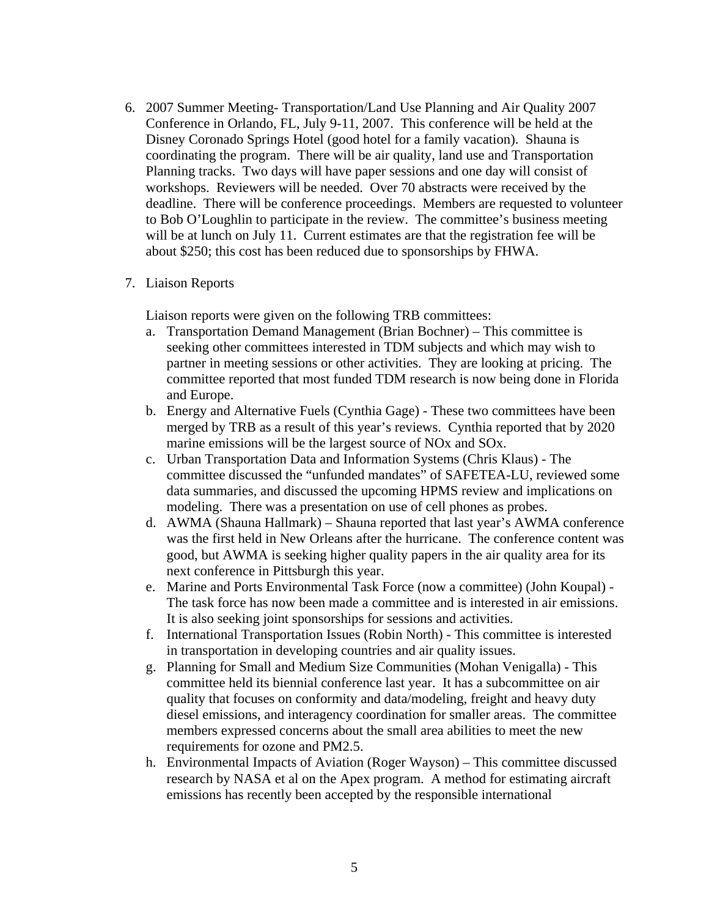6. 2007 Summer Meeting- Transportation/Land Use Planning and Air Quality 2007 Conference in Orlando, FL, July 9-11, 2007. This conference will be held at the Disney Coronado Springs Hotel (good hotel for a family vacation). Shauna is coordinating the program. There will be air quality, land use and Transportation Planning tracks. Two days will have paper sessions and one day will consist of workshops. Reviewers will be needed. Over 70 abstracts were received by the deadline. There will be conference proceedings. Members are requested to volunteer to Bob O'Loughlin to participate in the review. The committee's business meeting will be at lunch on July 11. Current estimates are that the registration fee will be about $250; this cost has been reduced due to sponsorships by FHWA.

7. Liaison Reports

   Liaison reports were given on the following TRB committees:

   a. Transportation Demand Management (Brian Bochner) – This committee is seeking other committees interested in TDM subjects and which may wish to partner in meeting sessions or other activities. They are looking at pricing. The committee reported that most funded TDM research is now being done in Florida and Europe.
   b. Energy and Alternative Fuels (Cynthia Gage) - These two committees have been merged by TRB as a result of this year's reviews. Cynthia reported that by 2020 marine emissions will be the largest source of $NO_x$ and $SO_x$.
   c. Urban Transportation Data and Information Systems (Chris Klaus) - The committee discussed the "unfunded mandates" of SAFETEA-LU, reviewed some data summaries, and discussed the upcoming HPMS review and implications on modeling. There was a presentation on use of cell phones as probes.
   d. AWMA (Shauna Hallmark) – Shauna reported that last year's AWMA conference was the first held in New Orleans after the hurricane. The conference content was good, but AWMA is seeking higher quality papers in the air quality area for its next conference in Pittsburgh this year.
   e. Marine and Ports Environmental Task Force (now a committee) (John Koupal) - The task force has now been made a committee and is interested in air emissions. It is also seeking joint sponsorships for sessions and activities.
   f. International Transportation Issues (Robin North) - This committee is interested in transportation in developing countries and air quality issues.
   g. Planning for Small and Medium Size Communities (Mohan Venigalla) - This committee held its biennial conference last year. It has a subcommittee on air quality that focuses on conformity and data/modeling, freight and heavy duty diesel emissions, and interagency coordination for smaller areas. The committee members expressed concerns about the small area abilities to meet the new requirements for ozone and $PM_{2.5}$.
   h. Environmental Impacts of Aviation (Roger Wayson) – This committee discussed research by NASA et al on the Apex program. A method for estimating aircraft emissions has recently been accepted by the responsible international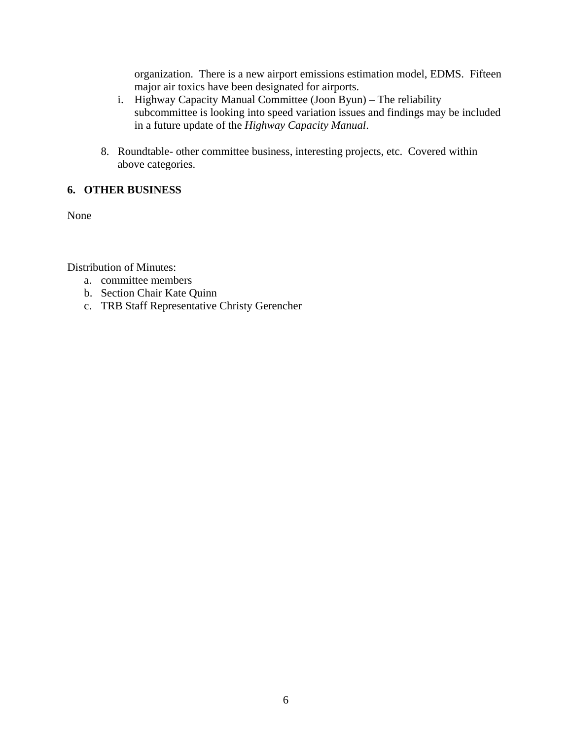organization. There is a new airport emissions estimation model, EDMS. Fifteen major air toxics have been designated for airports.

   i. Highway Capacity Manual Committee (Joon Byun) – The reliability subcommittee is looking into speed variation issues and findings may be included in a future update of the *Highway Capacity Manual*.

8. Roundtable- other committee business, interesting projects, etc. Covered within above categories.

**6. OTHER BUSINESS**

None

Distribution of Minutes:

a. committee members
b. Section Chair Kate Quinn
c. TRB Staff Representative Christy Gerencher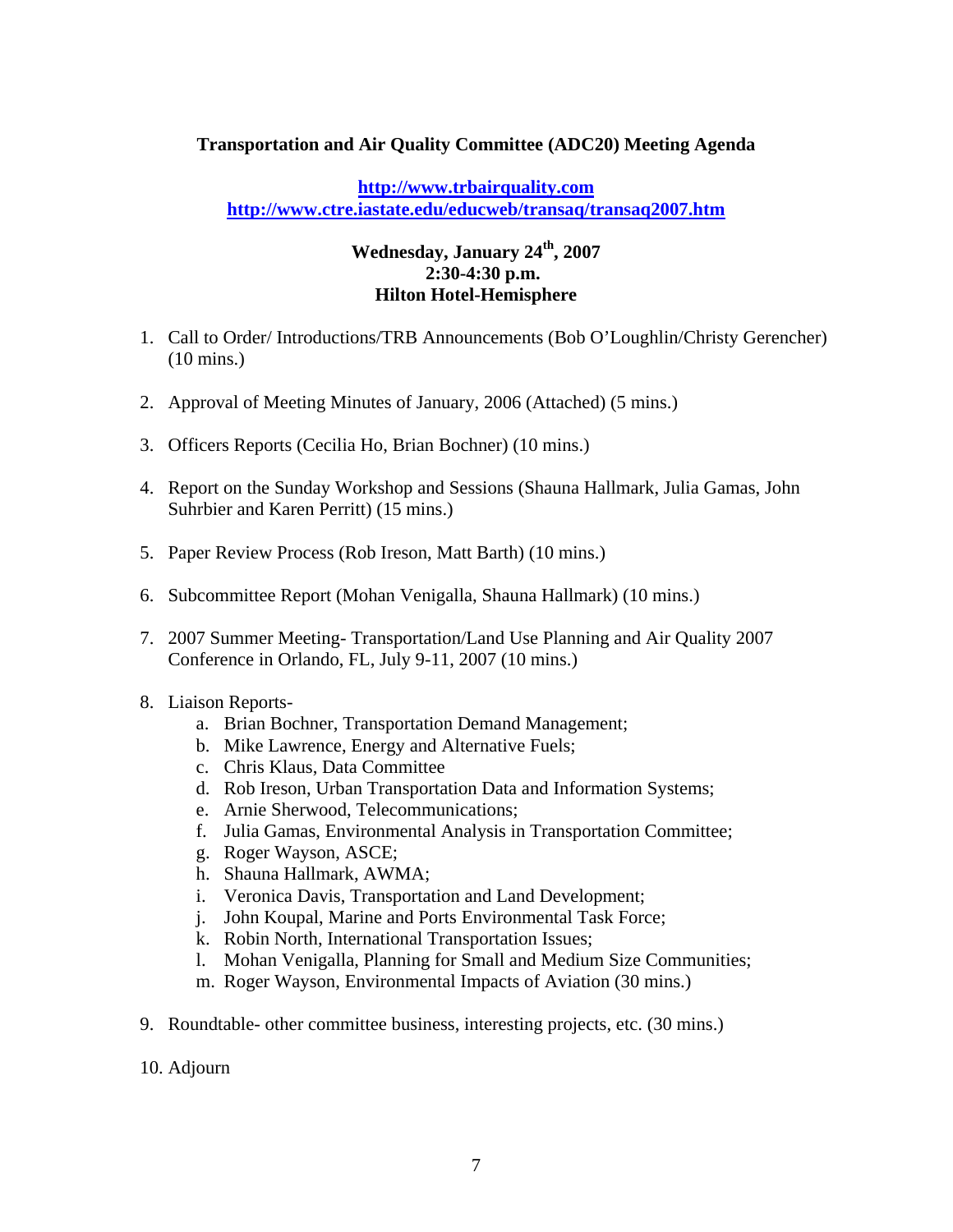**Transportation and Air Quality Committee (ADC20) Meeting Agenda**

**http://www.trbairquality.com**
**http://www.ctre.iastate.edu/educweb/transaq/transaq2007.htm**

**Wednesday, January 24th, 2007**
**2:30-4:30 p.m.**
**Hilton Hotel-Hemisphere**

1. Call to Order/ Introductions/TRB Announcements (Bob O'Loughlin/Christy Gerencher) (10 mins.)

2. Approval of Meeting Minutes of January, 2006 (Attached) (5 mins.)

3. Officers Reports (Cecilia Ho, Brian Bochner) (10 mins.)

4. Report on the Sunday Workshop and Sessions (Shauna Hallmark, Julia Gamas, John Suhrbier and Karen Perritt) (15 mins.)

5. Paper Review Process (Rob Ireson, Matt Barth) (10 mins.)

6. Subcommittee Report (Mohan Venigalla, Shauna Hallmark) (10 mins.)

7. 2007 Summer Meeting- Transportation/Land Use Planning and Air Quality 2007 Conference in Orlando, FL, July 9-11, 2007 (10 mins.)

8. Liaison Reports-
   a. Brian Bochner, Transportation Demand Management;
   b. Mike Lawrence, Energy and Alternative Fuels;
   c. Chris Klaus, Data Committee
   d. Rob Ireson, Urban Transportation Data and Information Systems;
   e. Arnie Sherwood, Telecommunications;
   f. Julia Gamas, Environmental Analysis in Transportation Committee;
   g. Roger Wayson, ASCE;
   h. Shauna Hallmark, AWMA;
   i. Veronica Davis, Transportation and Land Development;
   j. John Koupal, Marine and Ports Environmental Task Force;
   k. Robin North, International Transportation Issues;
   l. Mohan Venigalla, Planning for Small and Medium Size Communities;
   m. Roger Wayson, Environmental Impacts of Aviation (30 mins.)

9. Roundtable- other committee business, interesting projects, etc. (30 mins.)

10. Adjourn